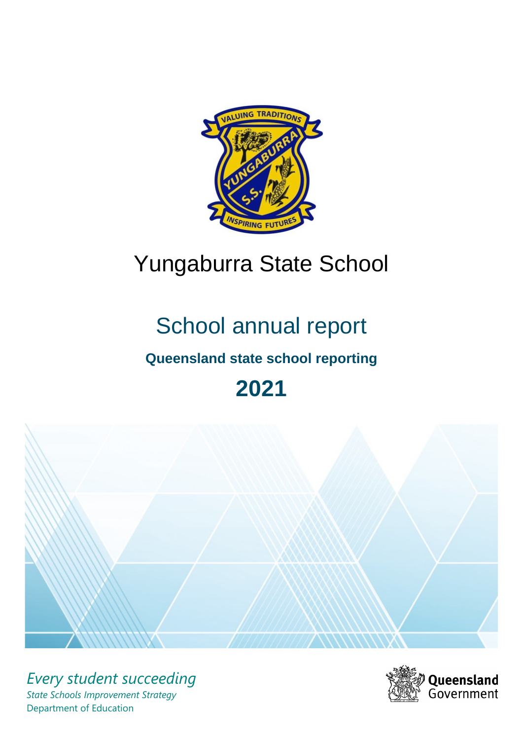# Yungaburra State School

## School annual report

### Queensland state school reporting

## 2021

*Every student succeeding*

*State Schools Improvement Strategy*

Department of Education

Queensland Government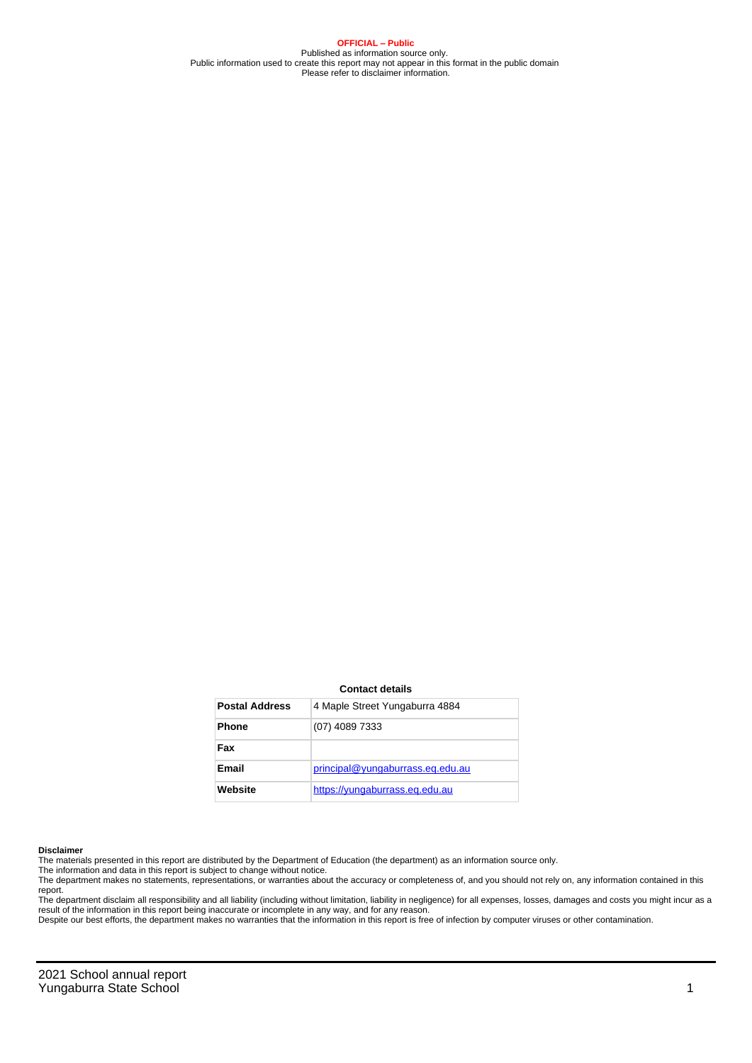**OFFICIAL – Public**
Published as information source only.
Public information used to create this report may not appear in this format in the public domain
Please refer to disclaimer information.

**Contact details**

| **Postal Address** | 4 Maple Street Yungaburra 4884 |
|---|---|
| **Phone** | (07) 4089 7333 |
| **Fax** | |
| **Email** | principal@yungaburrass.eq.edu.au |
| **Website** | https://yungaburrass.eq.edu.au |

**Disclaimer**
The materials presented in this report are distributed by the Department of Education (the department) as an information source only.
The information and data in this report is subject to change without notice.
The department makes no statements, representations, or warranties about the accuracy or completeness of, and you should not rely on, any information contained in this report.
The department disclaim all responsibility and all liability (including without limitation, liability in negligence) for all expenses, losses, damages and costs you might incur as a result of the information in this report being inaccurate or incomplete in any way, and for any reason.
Despite our best efforts, the department makes no warranties that the information in this report is free of infection by computer viruses or other contamination.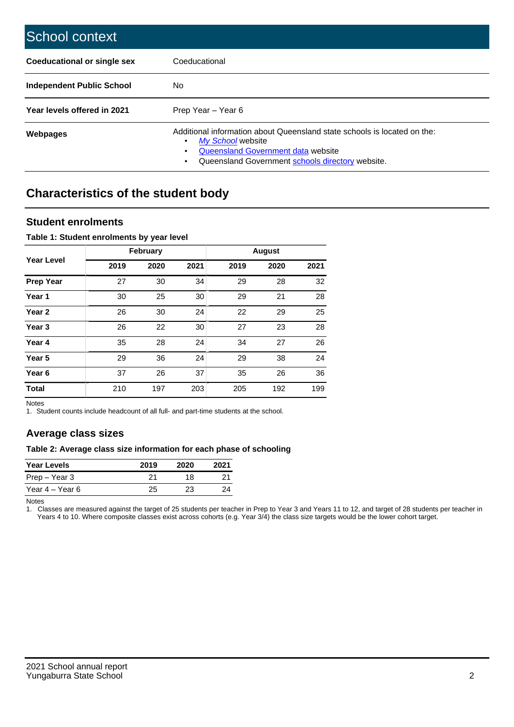# School context

| Coeducational or single sex | Coeducational |
|---|---|
| **Independent Public School** | No |
| **Year levels offered in 2021** | Prep Year – Year 6 |
| **Webpages** | Additional information about Queensland state schools is located on the: • *My School* website • Queensland Government data website • Queensland Government schools directory website. |

## Characteristics of the student body

### Student enrolments

**Table 1: Student enrolments by year level**

| Year Level | February | | | August | | |
|---|---|---|---|---|---|---|
| | 2019 | 2020 | 2021 | 2019 | 2020 | 2021 |
| **Prep Year** | 27 | 30 | 34 | 29 | 28 | 32 |
| **Year 1** | 30 | 25 | 30 | 29 | 21 | 28 |
| **Year 2** | 26 | 30 | 24 | 22 | 29 | 25 |
| **Year 3** | 26 | 22 | 30 | 27 | 23 | 28 |
| **Year 4** | 35 | 28 | 24 | 34 | 27 | 26 |
| **Year 5** | 29 | 36 | 24 | 29 | 38 | 24 |
| **Year 6** | 37 | 26 | 37 | 35 | 26 | 36 |
| **Total** | 210 | 197 | 203 | 205 | 192 | 199 |

Notes
1. Student counts include headcount of all full- and part-time students at the school.

### Average class sizes

**Table 2: Average class size information for each phase of schooling**

| Year Levels | 2019 | 2020 | 2021 |
|---|---|---|---|
| Prep – Year 3 | 21 | 18 | 21 |
| Year 4 – Year 6 | 25 | 23 | 24 |

Notes
1. Classes are measured against the target of 25 students per teacher in Prep to Year 3 and Years 11 to 12, and target of 28 students per teacher in Years 4 to 10. Where composite classes exist across cohorts (e.g. Year 3/4) the class size targets would be the lower cohort target.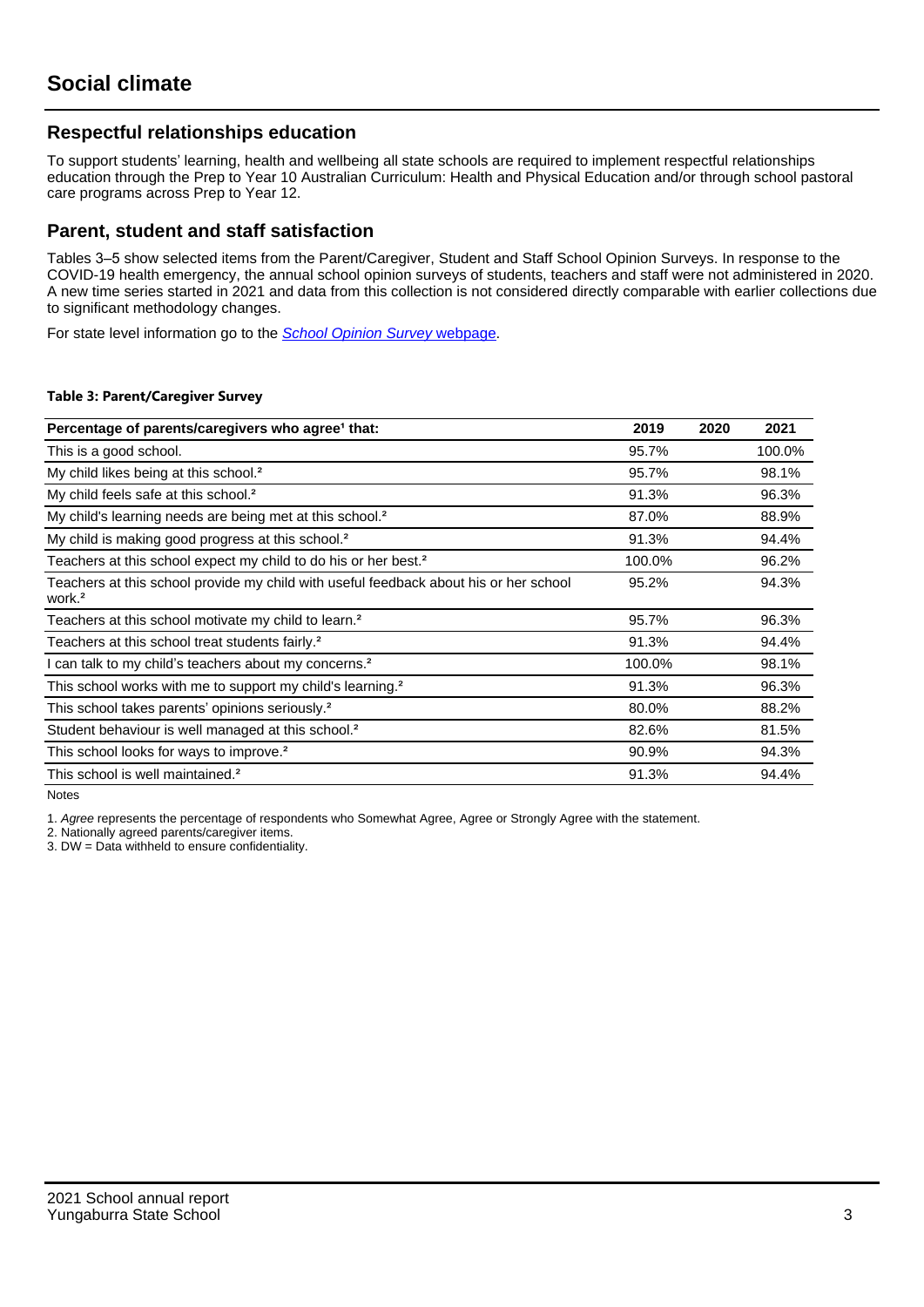# Social climate

## Respectful relationships education

To support students' learning, health and wellbeing all state schools are required to implement respectful relationships education through the Prep to Year 10 Australian Curriculum: Health and Physical Education and/or through school pastoral care programs across Prep to Year 12.

## Parent, student and staff satisfaction

Tables 3–5 show selected items from the Parent/Caregiver, Student and Staff School Opinion Surveys. In response to the COVID-19 health emergency, the annual school opinion surveys of students, teachers and staff were not administered in 2020. A new time series started in 2021 and data from this collection is not considered directly comparable with earlier collections due to significant methodology changes.

For state level information go to the *School Opinion Survey* webpage.

**Table 3: Parent/Caregiver Survey**

| Percentage of parents/caregivers who agree[1] that: | 2019 | 2020 | 2021 |
|---|---|---|---|
| This is a good school. | 95.7% | | 100.0% |
| My child likes being at this school.[2] | 95.7% | | 98.1% |
| My child feels safe at this school.[2] | 91.3% | | 96.3% |
| My child's learning needs are being met at this school.[2] | 87.0% | | 88.9% |
| My child is making good progress at this school.[2] | 91.3% | | 94.4% |
| Teachers at this school expect my child to do his or her best.[2] | 100.0% | | 96.2% |
| Teachers at this school provide my child with useful feedback about his or her school work.[2] | 95.2% | | 94.3% |
| Teachers at this school motivate my child to learn.[2] | 95.7% | | 96.3% |
| Teachers at this school treat students fairly.[2] | 91.3% | | 94.4% |
| I can talk to my child's teachers about my concerns.[2] | 100.0% | | 98.1% |
| This school works with me to support my child's learning.[2] | 91.3% | | 96.3% |
| This school takes parents' opinions seriously.[2] | 80.0% | | 88.2% |
| Student behaviour is well managed at this school.[2] | 82.6% | | 81.5% |
| This school looks for ways to improve.[2] | 90.9% | | 94.3% |
| This school is well maintained.[2] | 91.3% | | 94.4% |

Notes

1. *Agree* represents the percentage of respondents who Somewhat Agree, Agree or Strongly Agree with the statement.
2. Nationally agreed parents/caregiver items.
3. DW = Data withheld to ensure confidentiality.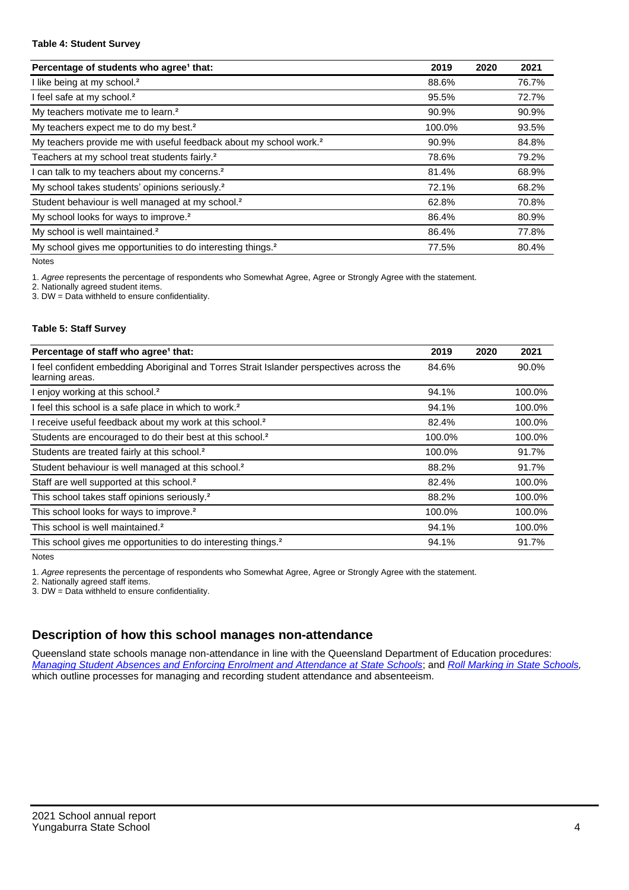**Table 4: Student Survey**

| Percentage of students who agree[1] that: | 2019 | 2020 | 2021 |
|---|---|---|---|
| I like being at my school.[2] | 88.6% | | 76.7% |
| I feel safe at my school.[2] | 95.5% | | 72.7% |
| My teachers motivate me to learn.[2] | 90.9% | | 90.9% |
| My teachers expect me to do my best.[2] | 100.0% | | 93.5% |
| My teachers provide me with useful feedback about my school work.[2] | 90.9% | | 84.8% |
| Teachers at my school treat students fairly.[2] | 78.6% | | 79.2% |
| I can talk to my teachers about my concerns.[2] | 81.4% | | 68.9% |
| My school takes students' opinions seriously.[2] | 72.1% | | 68.2% |
| Student behaviour is well managed at my school.[2] | 62.8% | | 70.8% |
| My school looks for ways to improve.[2] | 86.4% | | 80.9% |
| My school is well maintained.[2] | 86.4% | | 77.8% |
| My school gives me opportunities to do interesting things.[2] | 77.5% | | 80.4% |

Notes

1. *Agree* represents the percentage of respondents who Somewhat Agree, Agree or Strongly Agree with the statement.
2. Nationally agreed student items.
3. DW = Data withheld to ensure confidentiality.

**Table 5: Staff Survey**

| Percentage of staff who agree[1] that: | 2019 | 2020 | 2021 |
|---|---|---|---|
| I feel confident embedding Aboriginal and Torres Strait Islander perspectives across the learning areas. | 84.6% | | 90.0% |
| I enjoy working at this school.[2] | 94.1% | | 100.0% |
| I feel this school is a safe place in which to work.[2] | 94.1% | | 100.0% |
| I receive useful feedback about my work at this school.[2] | 82.4% | | 100.0% |
| Students are encouraged to do their best at this school.[2] | 100.0% | | 100.0% |
| Students are treated fairly at this school.[2] | 100.0% | | 91.7% |
| Student behaviour is well managed at this school.[2] | 88.2% | | 91.7% |
| Staff are well supported at this school.[2] | 82.4% | | 100.0% |
| This school takes staff opinions seriously.[2] | 88.2% | | 100.0% |
| This school looks for ways to improve.[2] | 100.0% | | 100.0% |
| This school is well maintained.[2] | 94.1% | | 100.0% |
| This school gives me opportunities to do interesting things.[2] | 94.1% | | 91.7% |

Notes

1. *Agree* represents the percentage of respondents who Somewhat Agree, Agree or Strongly Agree with the statement.
2. Nationally agreed staff items.
3. DW = Data withheld to ensure confidentiality.

## Description of how this school manages non-attendance

Queensland state schools manage non-attendance in line with the Queensland Department of Education procedures: *Managing Student Absences and Enforcing Enrolment and Attendance at State Schools*; and *Roll Marking in State Schools*, which outline processes for managing and recording student attendance and absenteeism.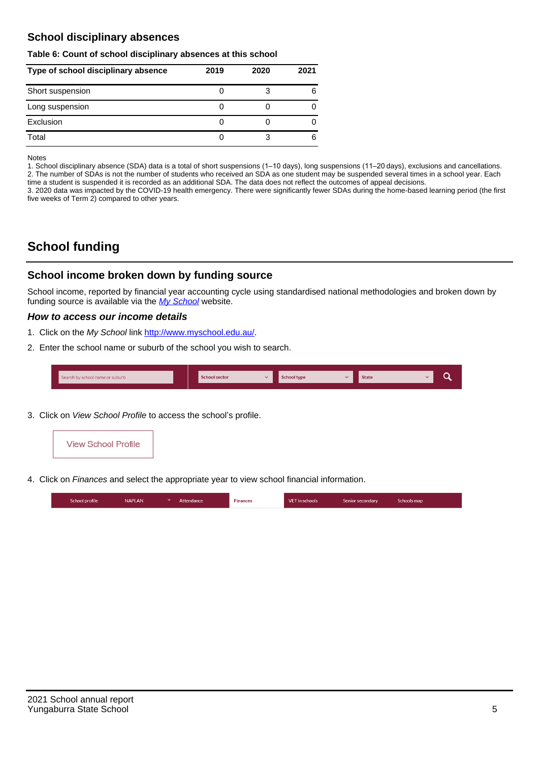## School disciplinary absences

**Table 6: Count of school disciplinary absences at this school**

| Type of school disciplinary absence | 2019 | 2020 | 2021 |
|---|---|---|---|
| Short suspension | 0 | 3 | 6 |
| Long suspension | 0 | 0 | 0 |
| Exclusion | 0 | 0 | 0 |
| Total | 0 | 3 | 6 |

Notes

1. School disciplinary absence (SDA) data is a total of short suspensions (1–10 days), long suspensions (11–20 days), exclusions and cancellations.
2. The number of SDAs is not the number of students who received an SDA as one student may be suspended several times in a school year. Each time a student is suspended it is recorded as an additional SDA. The data does not reflect the outcomes of appeal decisions.
3. 2020 data was impacted by the COVID-19 health emergency. There were significantly fewer SDAs during the home-based learning period (the first five weeks of Term 2) compared to other years.

# School funding

## School income broken down by funding source

School income, reported by financial year accounting cycle using standardised national methodologies and broken down by funding source is available via the *My School* website.

### *How to access our income details*

1. Click on the *My School* link http://www.myschool.edu.au/.
2. Enter the school name or suburb of the school you wish to search.

Search by school name or suburb | School sector | School type | State

3. Click on *View School Profile* to access the school's profile.

View School Profile

4. Click on *Finances* and select the appropriate year to view school financial information.

School profile | NAPLAN | Attendance | Finances | VET in schools | Senior secondary | Schools map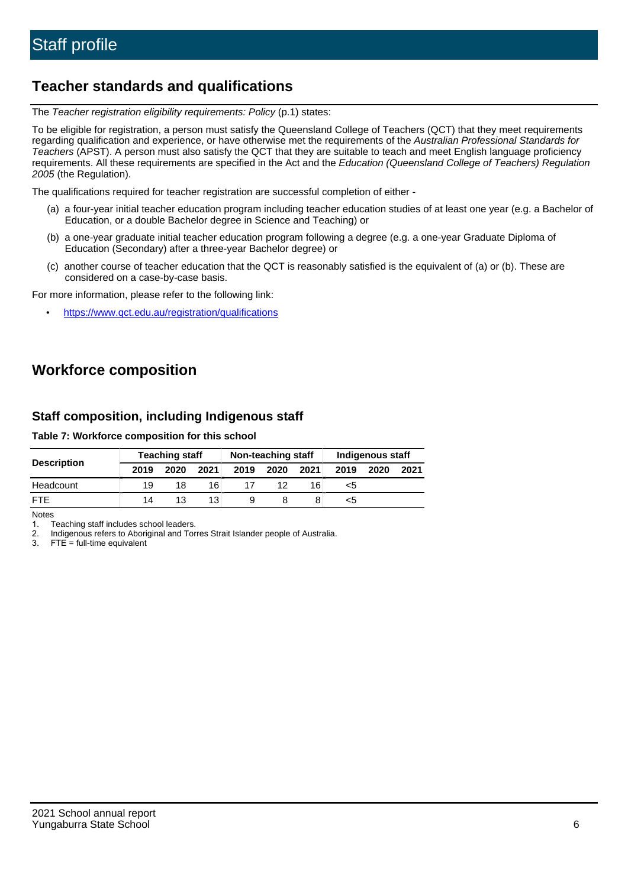# Staff profile

## Teacher standards and qualifications

The *Teacher registration eligibility requirements: Policy* (p.1) states:

To be eligible for registration, a person must satisfy the Queensland College of Teachers (QCT) that they meet requirements regarding qualification and experience, or have otherwise met the requirements of the *Australian Professional Standards for Teachers* (APST). A person must also satisfy the QCT that they are suitable to teach and meet English language proficiency requirements. All these requirements are specified in the Act and the *Education (Queensland College of Teachers) Regulation 2005* (the Regulation).

The qualifications required for teacher registration are successful completion of either -

(a) a four-year initial teacher education program including teacher education studies of at least one year (e.g. a Bachelor of Education, or a double Bachelor degree in Science and Teaching) or

(b) a one-year graduate initial teacher education program following a degree (e.g. a one-year Graduate Diploma of Education (Secondary) after a three-year Bachelor degree) or

(c) another course of teacher education that the QCT is reasonably satisfied is the equivalent of (a) or (b). These are considered on a case-by-case basis.

For more information, please refer to the following link:

- https://www.qct.edu.au/registration/qualifications

## Workforce composition

### Staff composition, including Indigenous staff

**Table 7: Workforce composition for this school**

| Description | Teaching staff | | | Non-teaching staff | | | Indigenous staff | | |
|---|---|---|---|---|---|---|---|---|---|
| | 2019 | 2020 | 2021 | 2019 | 2020 | 2021 | 2019 | 2020 | 2021 |
| Headcount | 19 | 18 | 16 | 17 | 12 | 16 | <5 | | |
| FTE | 14 | 13 | 13 | 9 | 8 | 8 | <5 | | |

Notes

1. Teaching staff includes school leaders.
2. Indigenous refers to Aboriginal and Torres Strait Islander people of Australia.
3. FTE = full-time equivalent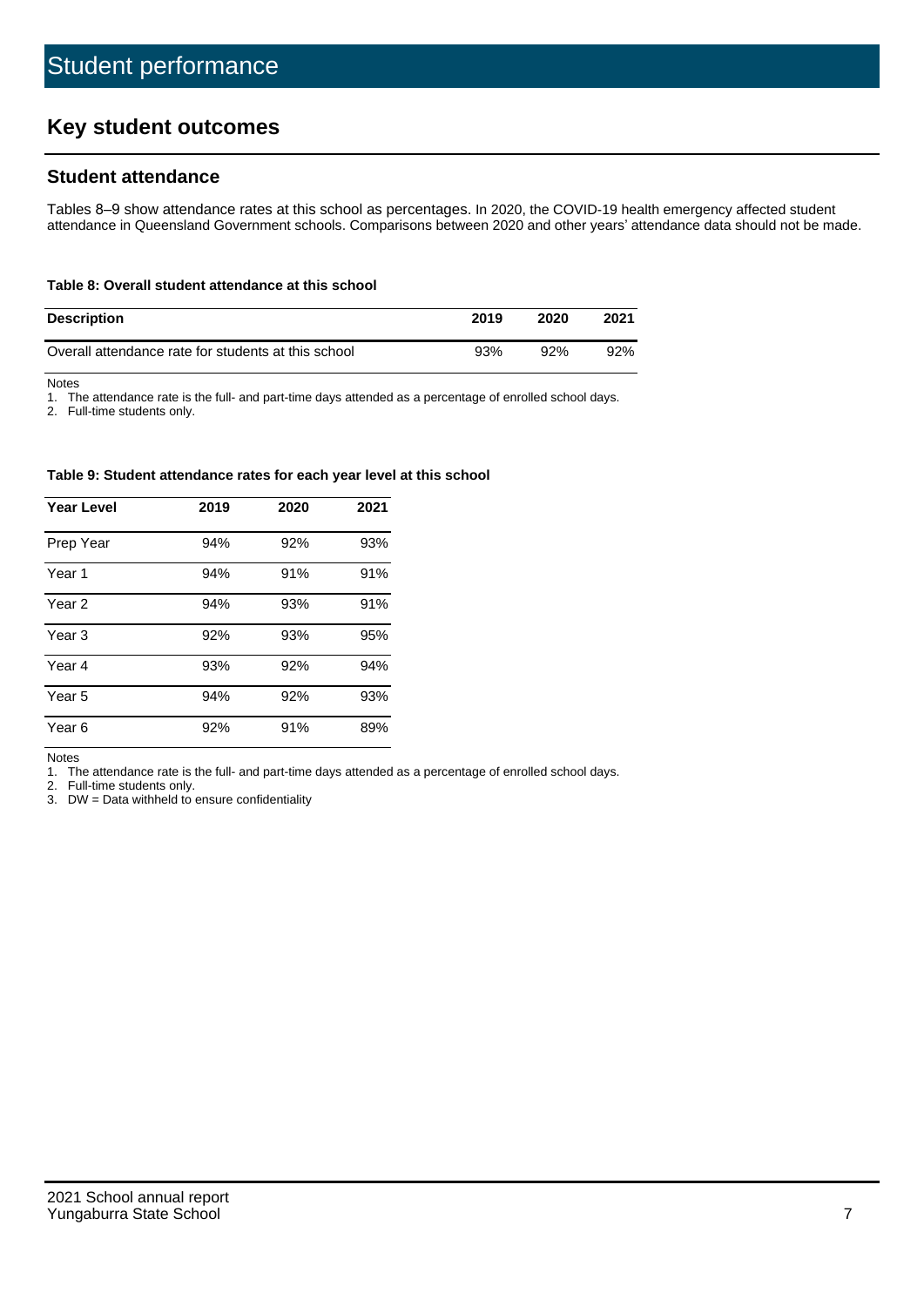# Student performance

## Key student outcomes

### Student attendance

Tables 8–9 show attendance rates at this school as percentages. In 2020, the COVID-19 health emergency affected student attendance in Queensland Government schools. Comparisons between 2020 and other years' attendance data should not be made.

**Table 8: Overall student attendance at this school**

| Description | 2019 | 2020 | 2021 |
|---|---|---|---|
| Overall attendance rate for students at this school | 93% | 92% | 92% |

Notes

1. The attendance rate is the full- and part-time days attended as a percentage of enrolled school days.
2. Full-time students only.

**Table 9: Student attendance rates for each year level at this school**

| Year Level | 2019 | 2020 | 2021 |
|---|---|---|---|
| Prep Year | 94% | 92% | 93% |
| Year 1 | 94% | 91% | 91% |
| Year 2 | 94% | 93% | 91% |
| Year 3 | 92% | 93% | 95% |
| Year 4 | 93% | 92% | 94% |
| Year 5 | 94% | 92% | 93% |
| Year 6 | 92% | 91% | 89% |

Notes

1. The attendance rate is the full- and part-time days attended as a percentage of enrolled school days.
2. Full-time students only.
3. DW = Data withheld to ensure confidentiality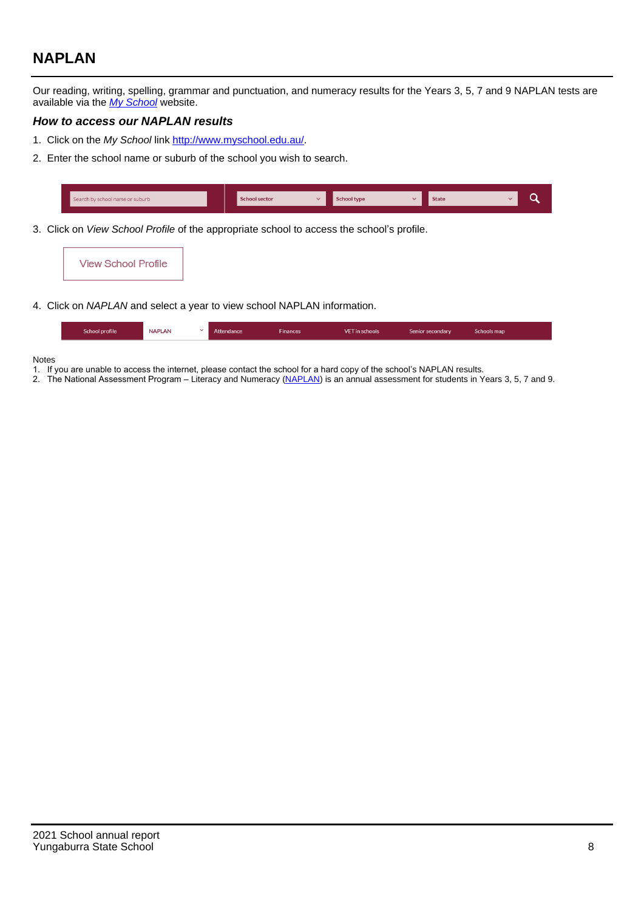## NAPLAN

Our reading, writing, spelling, grammar and punctuation, and numeracy results for the Years 3, 5, 7 and 9 NAPLAN tests are available via the *My School* website.

### *How to access our NAPLAN results*

1. Click on the *My School* link http://www.myschool.edu.au/.
2. Enter the school name or suburb of the school you wish to search.

Search by school name or suburb | School sector | School type | State

3. Click on *View School Profile* of the appropriate school to access the school's profile.

View School Profile

4. Click on *NAPLAN* and select a year to view school NAPLAN information.

School profile | NAPLAN | Attendance | Finances | VET in schools | Senior secondary | Schools map

Notes
1. If you are unable to access the internet, please contact the school for a hard copy of the school's NAPLAN results.
2. The National Assessment Program – Literacy and Numeracy (NAPLAN) is an annual assessment for students in Years 3, 5, 7 and 9.